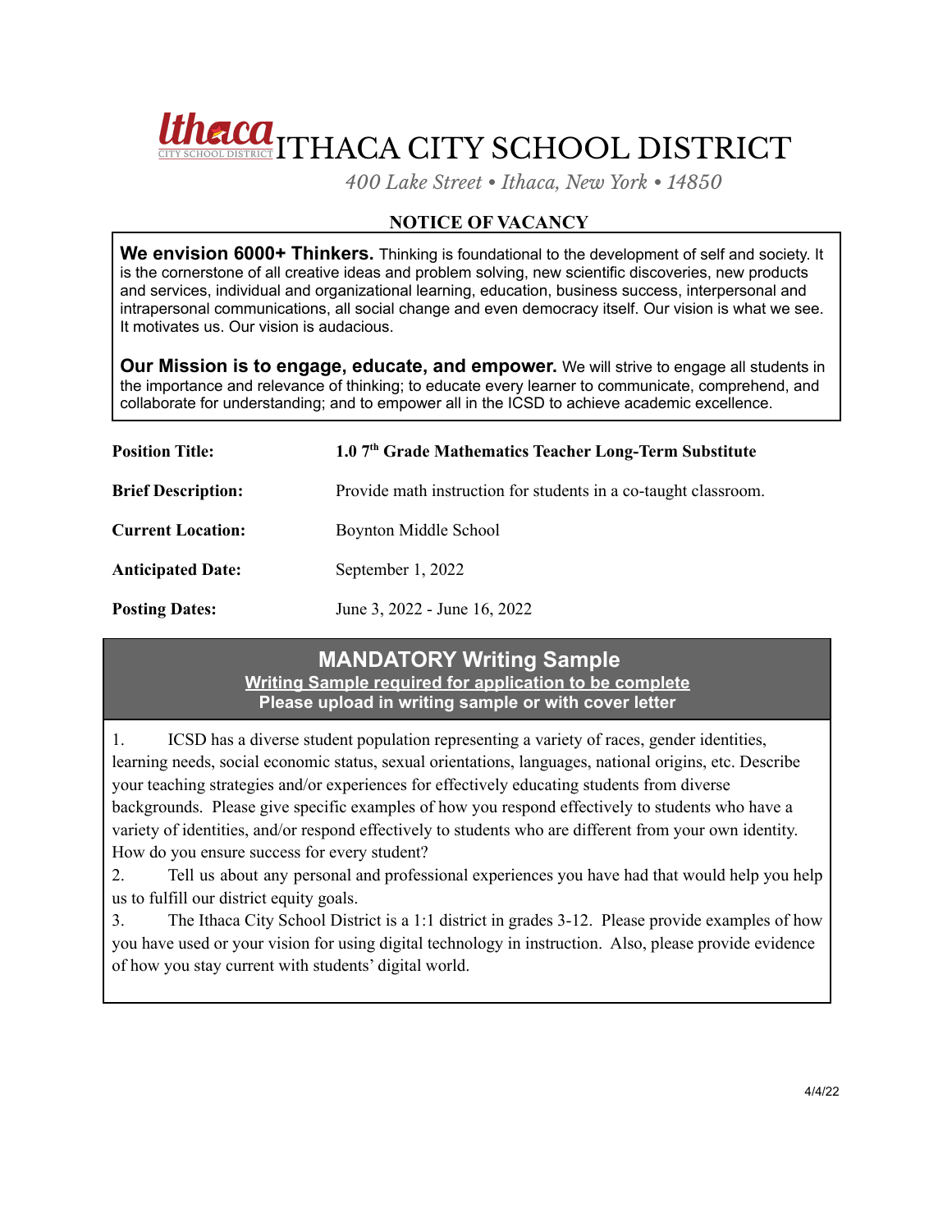# ITHACA CITY SCHOOL DISTRICT

*400 Lake Street • Ithaca, New York • 14850*

## NOTICE OF VACANCY

**We envision 6000+ Thinkers.** Thinking is foundational to the development of self and society. It is the cornerstone of all creative ideas and problem solving, new scientific discoveries, new products and services, individual and organizational learning, education, business success, interpersonal and intrapersonal communications, all social change and even democracy itself. Our vision is what we see. It motivates us. Our vision is audacious.

**Our Mission is to engage, educate, and empower.** We will strive to engage all students in the importance and relevance of thinking; to educate every learner to communicate, comprehend, and collaborate for understanding; and to empower all in the ICSD to achieve academic excellence.

| | |
|---|---|
| **Position Title:** | **1.0 7th Grade Mathematics Teacher Long-Term Substitute** |
| **Brief Description:** | Provide math instruction for students in a co-taught classroom. |
| **Current Location:** | Boynton Middle School |
| **Anticipated Date:** | September 1, 2022 |
| **Posting Dates:** | June 3, 2022 - June 16, 2022 |

## MANDATORY Writing Sample

**Writing Sample required for application to be complete**

**Please upload in writing sample or with cover letter**

1. ICSD has a diverse student population representing a variety of races, gender identities, learning needs, social economic status, sexual orientations, languages, national origins, etc. Describe your teaching strategies and/or experiences for effectively educating students from diverse backgrounds. Please give specific examples of how you respond effectively to students who have a variety of identities, and/or respond effectively to students who are different from your own identity. How do you ensure success for every student?
2. Tell us about any personal and professional experiences you have had that would help you help us to fulfill our district equity goals.
3. The Ithaca City School District is a 1:1 district in grades 3-12. Please provide examples of how you have used or your vision for using digital technology in instruction. Also, please provide evidence of how you stay current with students' digital world.

4/4/22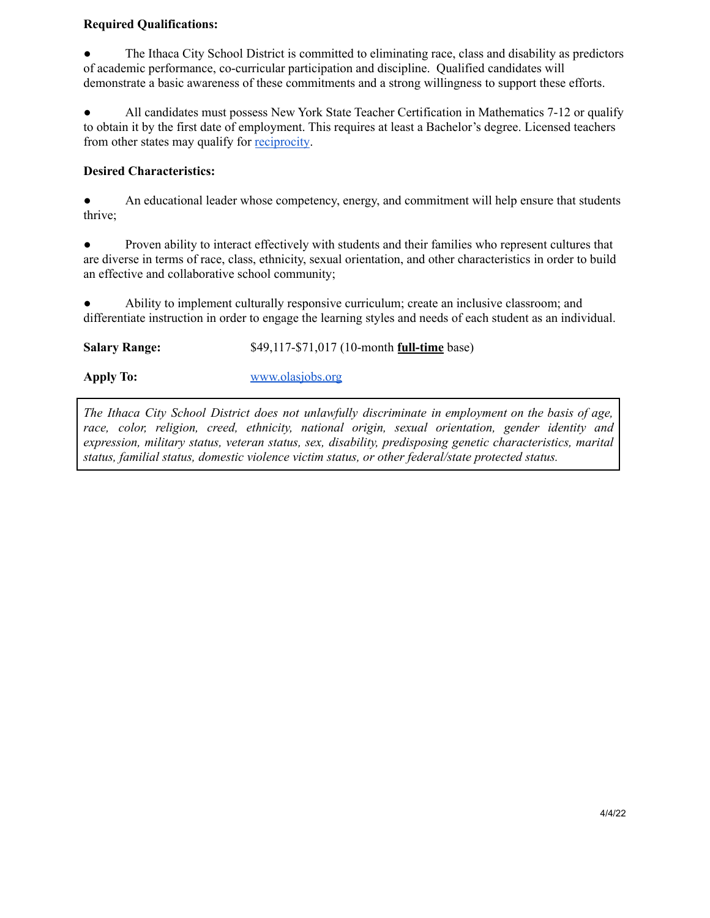**Required Qualifications:**

- The Ithaca City School District is committed to eliminating race, class and disability as predictors of academic performance, co-curricular participation and discipline. Qualified candidates will demonstrate a basic awareness of these commitments and a strong willingness to support these efforts.

- All candidates must possess New York State Teacher Certification in Mathematics 7-12 or qualify to obtain it by the first date of employment. This requires at least a Bachelor's degree. Licensed teachers from other states may qualify for reciprocity.

**Desired Characteristics:**

- An educational leader whose competency, energy, and commitment will help ensure that students thrive;

- Proven ability to interact effectively with students and their families who represent cultures that are diverse in terms of race, class, ethnicity, sexual orientation, and other characteristics in order to build an effective and collaborative school community;

- Ability to implement culturally responsive curriculum; create an inclusive classroom; and differentiate instruction in order to engage the learning styles and needs of each student as an individual.

**Salary Range:** $49,117-$71,017 (10-month **full-time** base)

**Apply To:** www.olasjobs.org

*The Ithaca City School District does not unlawfully discriminate in employment on the basis of age, race, color, religion, creed, ethnicity, national origin, sexual orientation, gender identity and expression, military status, veteran status, sex, disability, predisposing genetic characteristics, marital status, familial status, domestic violence victim status, or other federal/state protected status.*

4/4/22